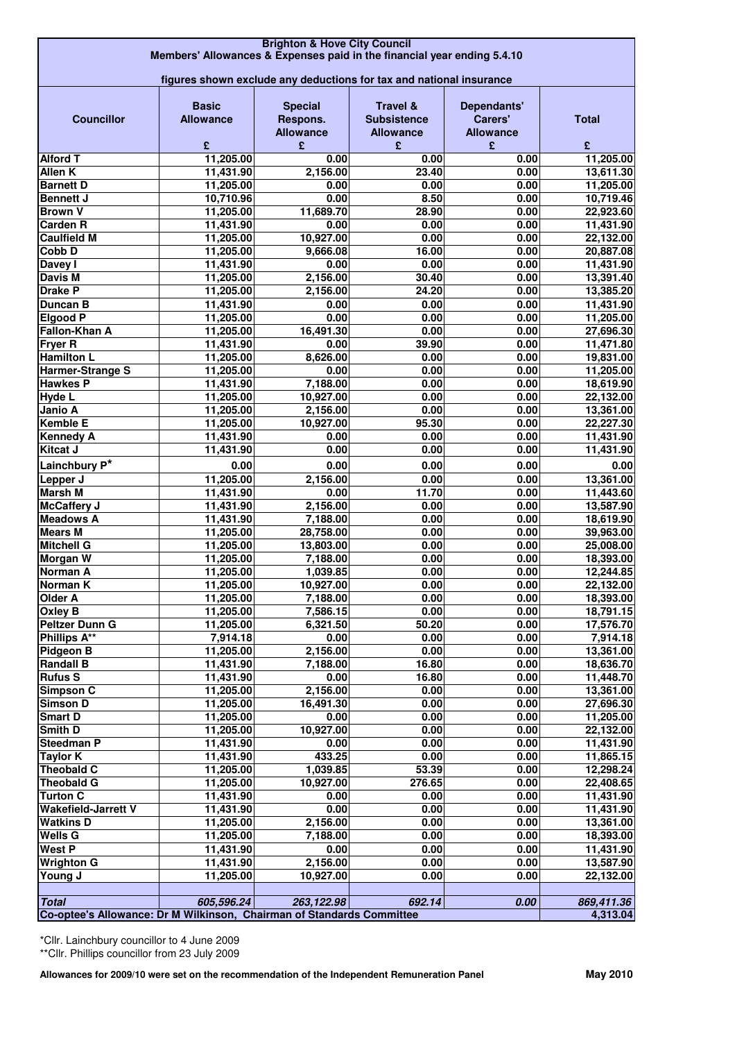**Brighton & Hove City Council**
**Members' Allowances & Expenses paid in the financial year ending 5.4.10**

**figures shown exclude any deductions for tax and national insurance**

| Councillor | Basic Allowance £ | Special Respons. Allowance £ | Travel & Subsistence Allowance £ | Dependants' Carers' Allowance £ | Total £ |
|---|---|---|---|---|---|
| Alford T | 11,205.00 | 0.00 | 0.00 | 0.00 | 11,205.00 |
| Allen K | 11,431.90 | 2,156.00 | 23.40 | 0.00 | 13,611.30 |
| Barnett D | 11,205.00 | 0.00 | 0.00 | 0.00 | 11,205.00 |
| Bennett J | 10,710.96 | 0.00 | 8.50 | 0.00 | 10,719.46 |
| Brown V | 11,205.00 | 11,689.70 | 28.90 | 0.00 | 22,923.60 |
| Carden R | 11,431.90 | 0.00 | 0.00 | 0.00 | 11,431.90 |
| Caulfield M | 11,205.00 | 10,927.00 | 0.00 | 0.00 | 22,132.00 |
| Cobb D | 11,205.00 | 9,666.08 | 16.00 | 0.00 | 20,887.08 |
| Davey I | 11,431.90 | 0.00 | 0.00 | 0.00 | 11,431.90 |
| Davis M | 11,205.00 | 2,156.00 | 30.40 | 0.00 | 13,391.40 |
| Drake P | 11,205.00 | 2,156.00 | 24.20 | 0.00 | 13,385.20 |
| Duncan B | 11,431.90 | 0.00 | 0.00 | 0.00 | 11,431.90 |
| Elgood P | 11,205.00 | 0.00 | 0.00 | 0.00 | 11,205.00 |
| Fallon-Khan A | 11,205.00 | 16,491.30 | 0.00 | 0.00 | 27,696.30 |
| Fryer R | 11,431.90 | 0.00 | 39.90 | 0.00 | 11,471.80 |
| Hamilton L | 11,205.00 | 8,626.00 | 0.00 | 0.00 | 19,831.00 |
| Harmer-Strange S | 11,205.00 | 0.00 | 0.00 | 0.00 | 11,205.00 |
| Hawkes P | 11,431.90 | 7,188.00 | 0.00 | 0.00 | 18,619.90 |
| Hyde L | 11,205.00 | 10,927.00 | 0.00 | 0.00 | 22,132.00 |
| Janio A | 11,205.00 | 2,156.00 | 0.00 | 0.00 | 13,361.00 |
| Kemble E | 11,205.00 | 10,927.00 | 95.30 | 0.00 | 22,227.30 |
| Kennedy A | 11,431.90 | 0.00 | 0.00 | 0.00 | 11,431.90 |
| Kitcat J | 11,431.90 | 0.00 | 0.00 | 0.00 | 11,431.90 |
| Lainchbury P* | 0.00 | 0.00 | 0.00 | 0.00 | 0.00 |
| Lepper J | 11,205.00 | 2,156.00 | 0.00 | 0.00 | 13,361.00 |
| Marsh M | 11,431.90 | 0.00 | 11.70 | 0.00 | 11,443.60 |
| McCaffery J | 11,431.90 | 2,156.00 | 0.00 | 0.00 | 13,587.90 |
| Meadows A | 11,431.90 | 7,188.00 | 0.00 | 0.00 | 18,619.90 |
| Mears M | 11,205.00 | 28,758.00 | 0.00 | 0.00 | 39,963.00 |
| Mitchell G | 11,205.00 | 13,803.00 | 0.00 | 0.00 | 25,008.00 |
| Morgan W | 11,205.00 | 7,188.00 | 0.00 | 0.00 | 18,393.00 |
| Norman A | 11,205.00 | 1,039.85 | 0.00 | 0.00 | 12,244.85 |
| Norman K | 11,205.00 | 10,927.00 | 0.00 | 0.00 | 22,132.00 |
| Older A | 11,205.00 | 7,188.00 | 0.00 | 0.00 | 18,393.00 |
| Oxley B | 11,205.00 | 7,586.15 | 0.00 | 0.00 | 18,791.15 |
| Peltzer Dunn G | 11,205.00 | 6,321.50 | 50.20 | 0.00 | 17,576.70 |
| Phillips A** | 7,914.18 | 0.00 | 0.00 | 0.00 | 7,914.18 |
| Pidgeon B | 11,205.00 | 2,156.00 | 0.00 | 0.00 | 13,361.00 |
| Randall B | 11,431.90 | 7,188.00 | 16.80 | 0.00 | 18,636.70 |
| Rufus S | 11,431.90 | 0.00 | 16.80 | 0.00 | 11,448.70 |
| Simpson C | 11,205.00 | 2,156.00 | 0.00 | 0.00 | 13,361.00 |
| Simson D | 11,205.00 | 16,491.30 | 0.00 | 0.00 | 27,696.30 |
| Smart D | 11,205.00 | 0.00 | 0.00 | 0.00 | 11,205.00 |
| Smith D | 11,205.00 | 10,927.00 | 0.00 | 0.00 | 22,132.00 |
| Steedman P | 11,431.90 | 0.00 | 0.00 | 0.00 | 11,431.90 |
| Taylor K | 11,431.90 | 433.25 | 0.00 | 0.00 | 11,865.15 |
| Theobald C | 11,205.00 | 1,039.85 | 53.39 | 0.00 | 12,298.24 |
| Theobald G | 11,205.00 | 10,927.00 | 276.65 | 0.00 | 22,408.65 |
| Turton C | 11,431.90 | 0.00 | 0.00 | 0.00 | 11,431.90 |
| Wakefield-Jarrett V | 11,431.90 | 0.00 | 0.00 | 0.00 | 11,431.90 |
| Watkins D | 11,205.00 | 2,156.00 | 0.00 | 0.00 | 13,361.00 |
| Wells G | 11,205.00 | 7,188.00 | 0.00 | 0.00 | 18,393.00 |
| West P | 11,431.90 | 0.00 | 0.00 | 0.00 | 11,431.90 |
| Wrighton G | 11,431.90 | 2,156.00 | 0.00 | 0.00 | 13,587.90 |
| Young J | 11,205.00 | 10,927.00 | 0.00 | 0.00 | 22,132.00 |
| | | | | | |
| *Total* | *605,596.24* | *263,122.98* | *692.14* | *0.00* | *869,411.36* |
| **Co-optee's Allowance: Dr M Wilkinson, Chairman of Standards Committee** | | | | | **4,313.04** |

*Cllr. Lainchbury councillor to 4 June 2009

**Cllr. Phillips councillor from 23 July 2009

**Allowances for 2009/10 were set on the recommendation of the Independent Remuneration Panel** **May 2010**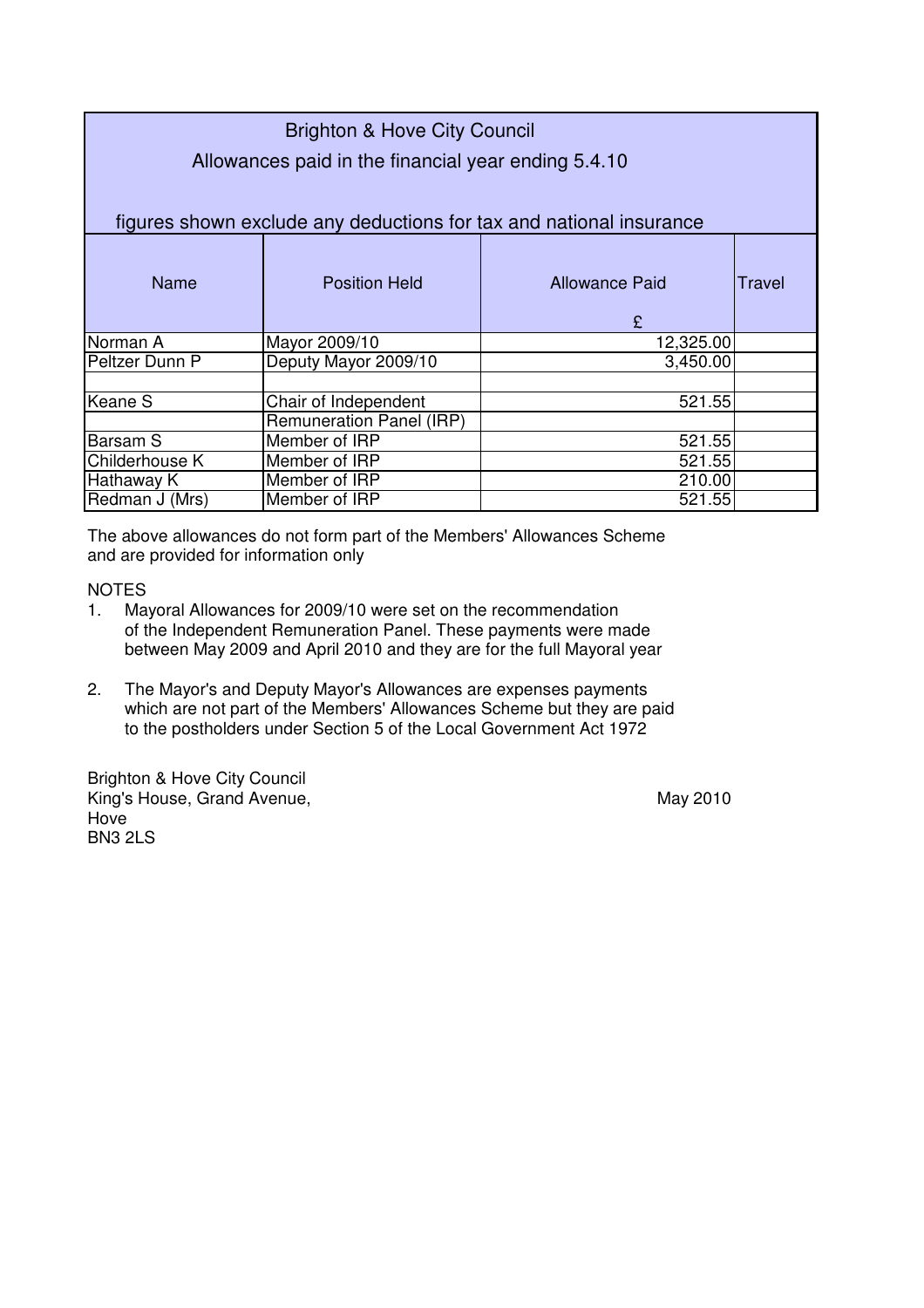Brighton & Hove City Council

Allowances paid in the financial year ending 5.4.10

figures shown exclude any deductions for tax and national insurance

| Name | Position Held | Allowance Paid £ | Travel |
|---|---|---|---|
| Norman A | Mayor 2009/10 | 12,325.00 | |
| Peltzer Dunn P | Deputy Mayor 2009/10 | 3,450.00 | |
| | | | |
| Keane S | Chair of Independent | 521.55 | |
| | Remuneration Panel (IRP) | | |
| Barsam S | Member of IRP | 521.55 | |
| Childerhouse K | Member of IRP | 521.55 | |
| Hathaway K | Member of IRP | 210.00 | |
| Redman J (Mrs) | Member of IRP | 521.55 | |

The above allowances do not form part of the Members' Allowances Scheme and are provided for information only

NOTES

1. Mayoral Allowances for 2009/10 were set on the recommendation of the Independent Remuneration Panel. These payments were made between May 2009 and April 2010 and they are for the full Mayoral year

2. The Mayor's and Deputy Mayor's Allowances are expenses payments which are not part of the Members' Allowances Scheme but they are paid to the postholders under Section 5 of the Local Government Act 1972

Brighton & Hove City Council
King's House, Grand Avenue,
Hove
BN3 2LS

May 2010